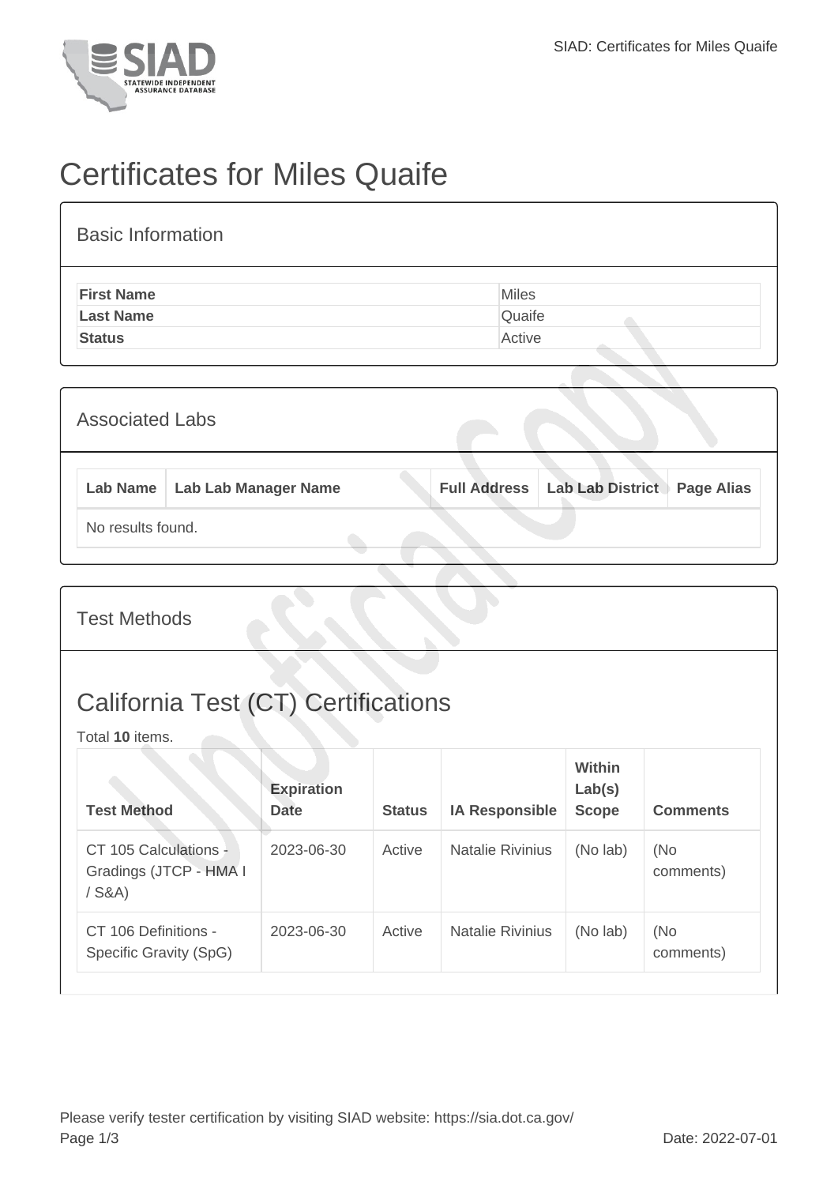# Certificates for Miles Quaife

## Basic Information

| | |
|---|---|
| **First Name** | Miles |
| **Last Name** | Quaife |
| **Status** | Active |

## Associated Labs

| Lab Name | Lab Lab Manager Name | Full Address | Lab Lab District | Page Alias |
|---|---|---|---|---|
| No results found. | | | | |

## Test Methods

## California Test (CT) Certifications

Total **10** items.

| Test Method | Expiration Date | Status | IA Responsible | Within Lab(s) Scope | Comments |
|---|---|---|---|---|---|
| CT 105 Calculations - Gradings (JTCP - HMA I / S&A) | 2023-06-30 | Active | Natalie Rivinius | (No lab) | (No comments) |
| CT 106 Definitions - Specific Gravity (SpG) | 2023-06-30 | Active | Natalie Rivinius | (No lab) | (No comments) |

Please verify tester certification by visiting SIAD website: https://sia.dot.ca.gov/

Date: 2022-07-01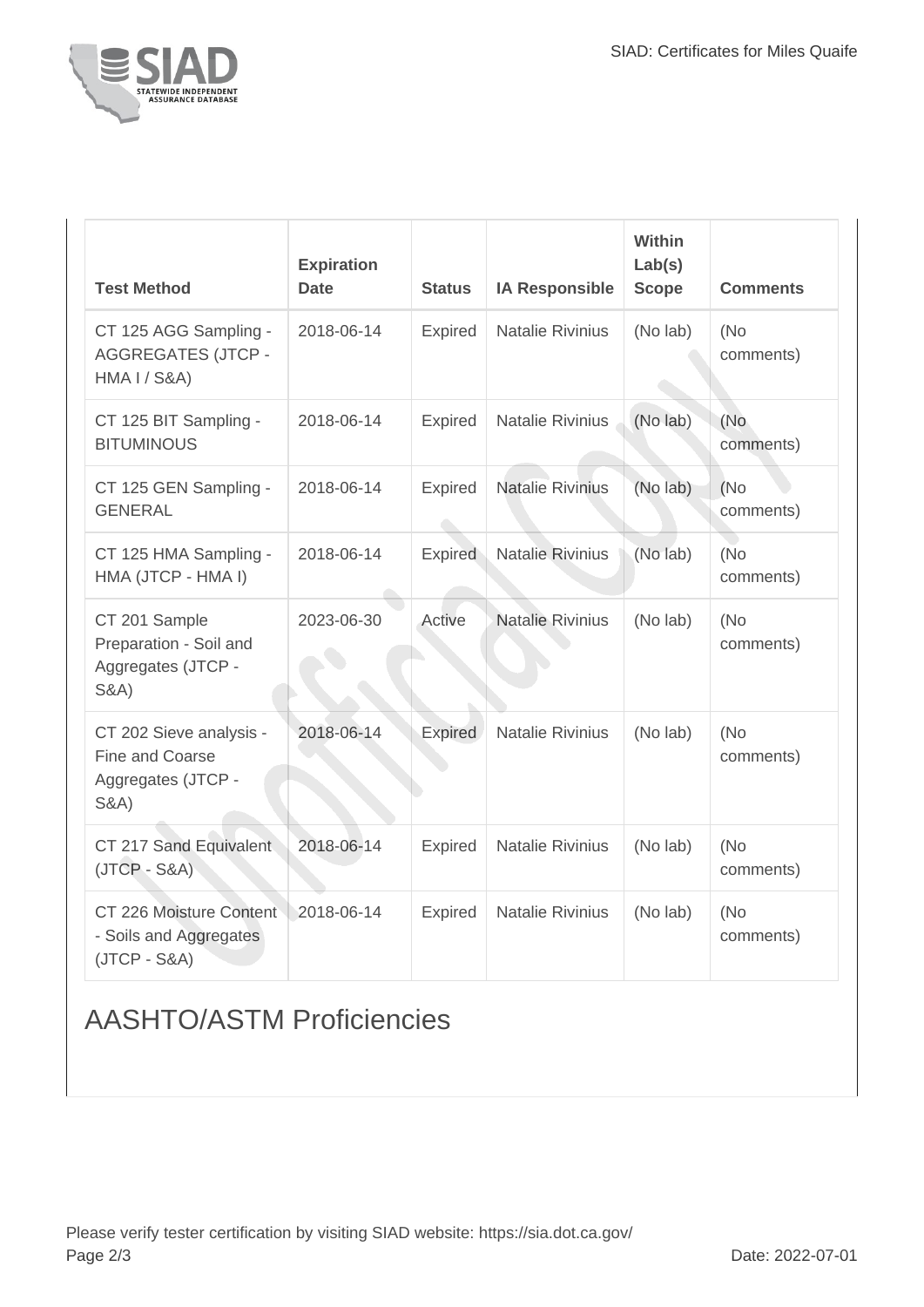| Test Method | Expiration Date | Status | IA Responsible | Within Lab(s) Scope | Comments |
| --- | --- | --- | --- | --- | --- |
| CT 125 AGG Sampling - AGGREGATES (JTCP - HMA I / S&A) | 2018-06-14 | Expired | Natalie Rivinius | (No lab) | (No comments) |
| CT 125 BIT Sampling - BITUMINOUS | 2018-06-14 | Expired | Natalie Rivinius | (No lab) | (No comments) |
| CT 125 GEN Sampling - GENERAL | 2018-06-14 | Expired | Natalie Rivinius | (No lab) | (No comments) |
| CT 125 HMA Sampling - HMA (JTCP - HMA I) | 2018-06-14 | Expired | Natalie Rivinius | (No lab) | (No comments) |
| CT 201 Sample Preparation - Soil and Aggregates (JTCP - S&A) | 2023-06-30 | Active | Natalie Rivinius | (No lab) | (No comments) |
| CT 202 Sieve analysis - Fine and Coarse Aggregates (JTCP - S&A) | 2018-06-14 | Expired | Natalie Rivinius | (No lab) | (No comments) |
| CT 217 Sand Equivalent (JTCP - S&A) | 2018-06-14 | Expired | Natalie Rivinius | (No lab) | (No comments) |
| CT 226 Moisture Content - Soils and Aggregates (JTCP - S&A) | 2018-06-14 | Expired | Natalie Rivinius | (No lab) | (No comments) |

## AASHTO/ASTM Proficiencies

Please verify tester certification by visiting SIAD website: https://sia.dot.ca.gov/

Date: 2022-07-01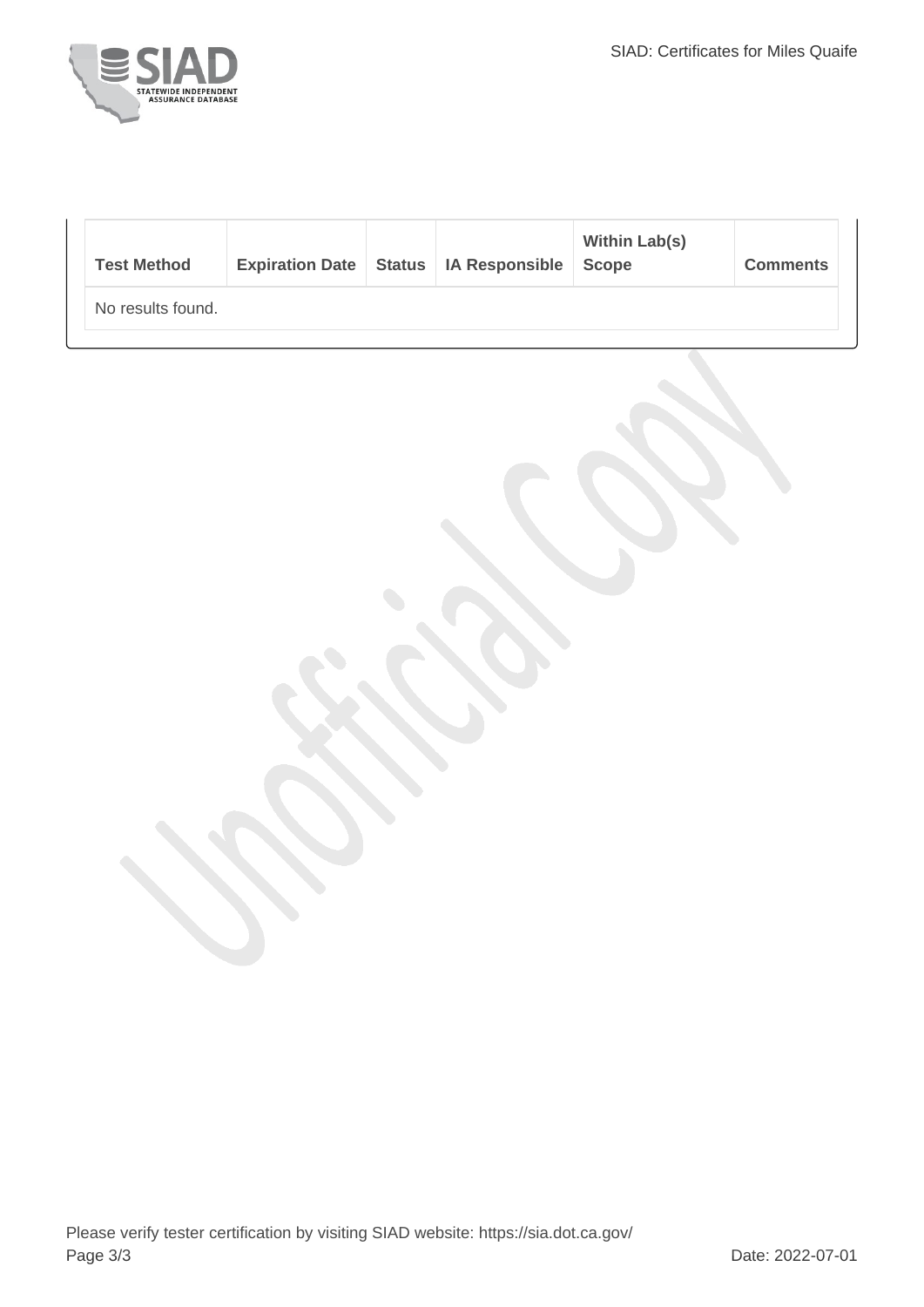| Test Method | Expiration Date | Status | IA Responsible | Within Lab(s) Scope | Comments |
|---|---|---|---|---|---|
| No results found. | | | | | |

Please verify tester certification by visiting SIAD website: https://sia.dot.ca.gov/

Date: 2022-07-01